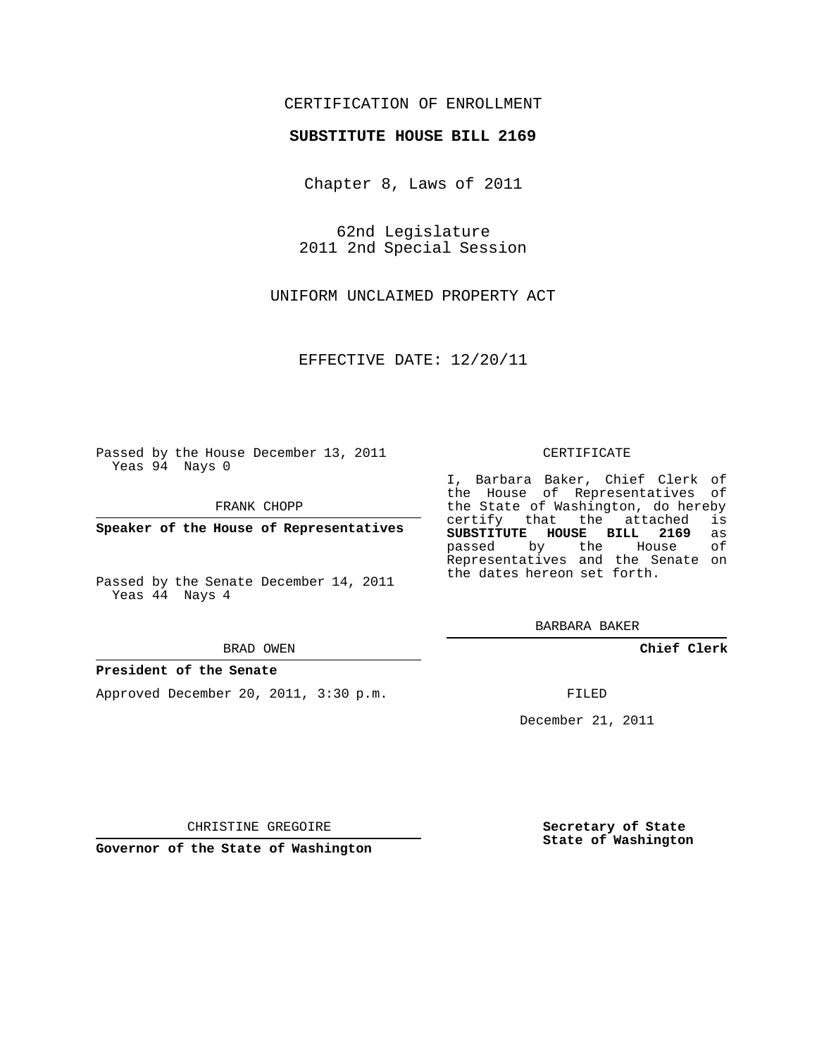CERTIFICATION OF ENROLLMENT

**SUBSTITUTE HOUSE BILL 2169**

Chapter 8, Laws of 2011

62nd Legislature
2011 2nd Special Session

UNIFORM UNCLAIMED PROPERTY ACT

EFFECTIVE DATE: 12/20/11

Passed by the House December 13, 2011
Yeas 94 Nays 0

FRANK CHOPP

**Speaker of the House of Representatives**

Passed by the Senate December 14, 2011
Yeas 44 Nays 4

BRAD OWEN

**President of the Senate**

Approved December 20, 2011, 3:30 p.m.

CHRISTINE GREGOIRE

**Governor of the State of Washington**

CERTIFICATE

I, Barbara Baker, Chief Clerk of the House of Representatives of the State of Washington, do hereby certify that the attached is **SUBSTITUTE HOUSE BILL 2169** as passed by the House of Representatives and the Senate on the dates hereon set forth.

BARBARA BAKER

**Chief Clerk**

FILED

December 21, 2011

**Secretary of State**
**State of Washington**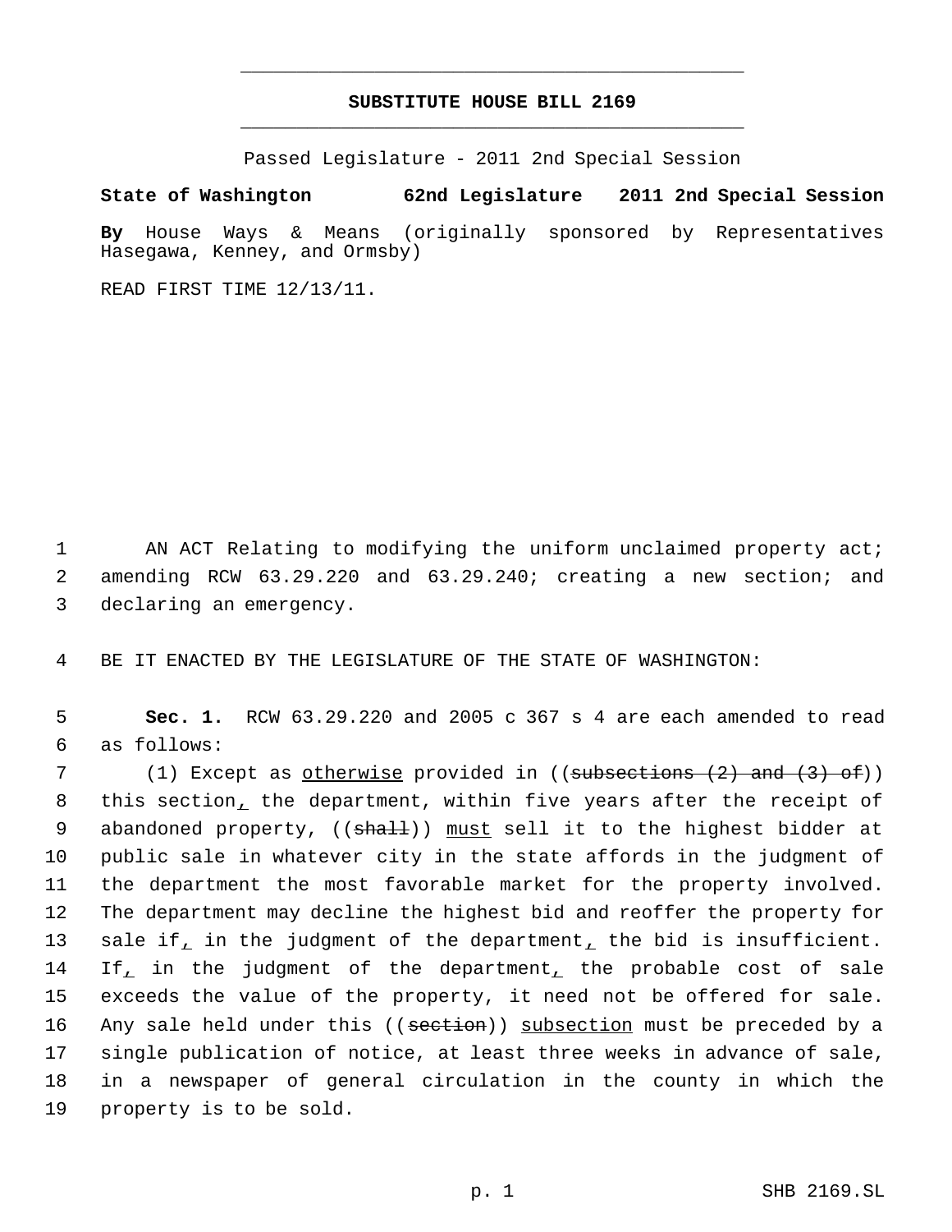# SUBSTITUTE HOUSE BILL 2169

Passed Legislature - 2011 2nd Special Session

**State of Washington 62nd Legislature 2011 2nd Special Session**

**By** House Ways & Means (originally sponsored by Representatives Hasegawa, Kenney, and Ormsby)

READ FIRST TIME 12/13/11.

1 AN ACT Relating to modifying the uniform unclaimed property act; 2 amending RCW 63.29.220 and 63.29.240; creating a new section; and 3 declaring an emergency.

4 BE IT ENACTED BY THE LEGISLATURE OF THE STATE OF WASHINGTON:

5 **Sec. 1.** RCW 63.29.220 and 2005 c 367 s 4 are each amended to read 6 as follows:

7 (1) Except as otherwise provided in ((~~subsections (2) and (3) of~~)) 8 this section, the department, within five years after the receipt of 9 abandoned property, ((~~shall~~)) must sell it to the highest bidder at 10 public sale in whatever city in the state affords in the judgment of 11 the department the most favorable market for the property involved. 12 The department may decline the highest bid and reoffer the property for 13 sale if, in the judgment of the department, the bid is insufficient. 14 If, in the judgment of the department, the probable cost of sale 15 exceeds the value of the property, it need not be offered for sale. 16 Any sale held under this ((~~section~~)) subsection must be preceded by a 17 single publication of notice, at least three weeks in advance of sale, 18 in a newspaper of general circulation in the county in which the 19 property is to be sold.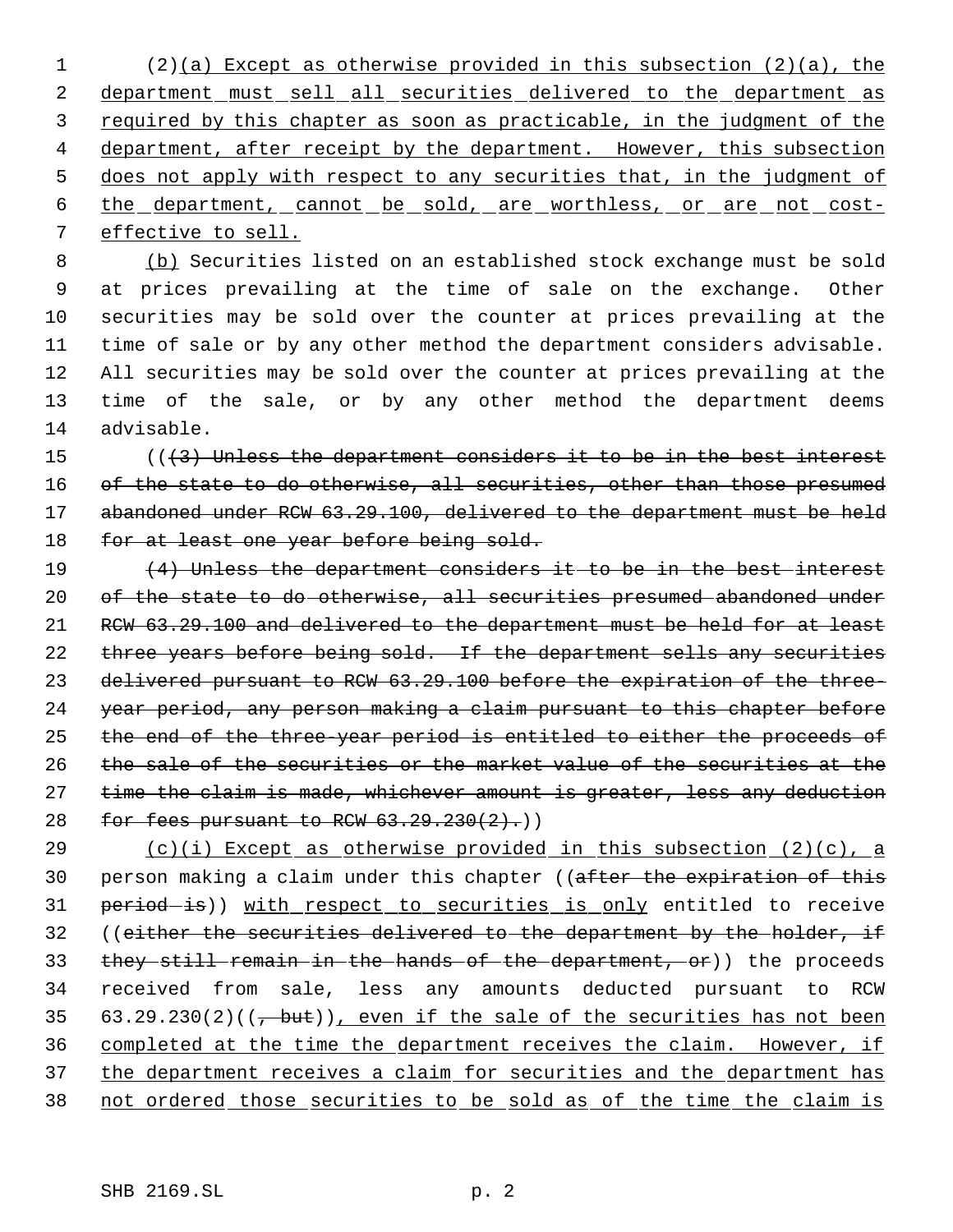(2)<u>(a) Except as otherwise provided in this subsection (2)(a), the department must sell all securities delivered to the department as required by this chapter as soon as practicable, in the judgment of the department, after receipt by the department. However, this subsection does not apply with respect to any securities that, in the judgment of the department, cannot be sold, are worthless, or are not cost-effective to sell.</u>

<u>(b)</u> Securities listed on an established stock exchange must be sold at prices prevailing at the time of sale on the exchange. Other securities may be sold over the counter at prices prevailing at the time of sale or by any other method the department considers advisable. All securities may be sold over the counter at prices prevailing at the time of the sale, or by any other method the department deems advisable.

((~~(3) Unless the department considers it to be in the best interest of the state to do otherwise, all securities, other than those presumed abandoned under RCW 63.29.100, delivered to the department must be held for at least one year before being sold.~~

~~(4) Unless the department considers it to be in the best interest of the state to do otherwise, all securities presumed abandoned under RCW 63.29.100 and delivered to the department must be held for at least three years before being sold. If the department sells any securities delivered pursuant to RCW 63.29.100 before the expiration of the three-year period, any person making a claim pursuant to this chapter before the end of the three-year period is entitled to either the proceeds of the sale of the securities or the market value of the securities at the time the claim is made, whichever amount is greater, less any deduction for fees pursuant to RCW 63.29.230(2).~~))

<u>(c)(i) Except as otherwise provided in this subsection (2)(c), a</u> person making a claim under this chapter ((~~after the expiration of this period is~~)) <u>with respect to securities is only</u> entitled to receive ((~~either the securities delivered to the department by the holder, if they still remain in the hands of the department, or~~)) the proceeds received from sale, less any amounts deducted pursuant to RCW 63.29.230(2)((~~, but~~))<u>, even if the sale of the securities has not been completed at the time the department receives the claim. However, if the department receives a claim for securities and the department has not ordered those securities to be sold as of the time the claim is</u>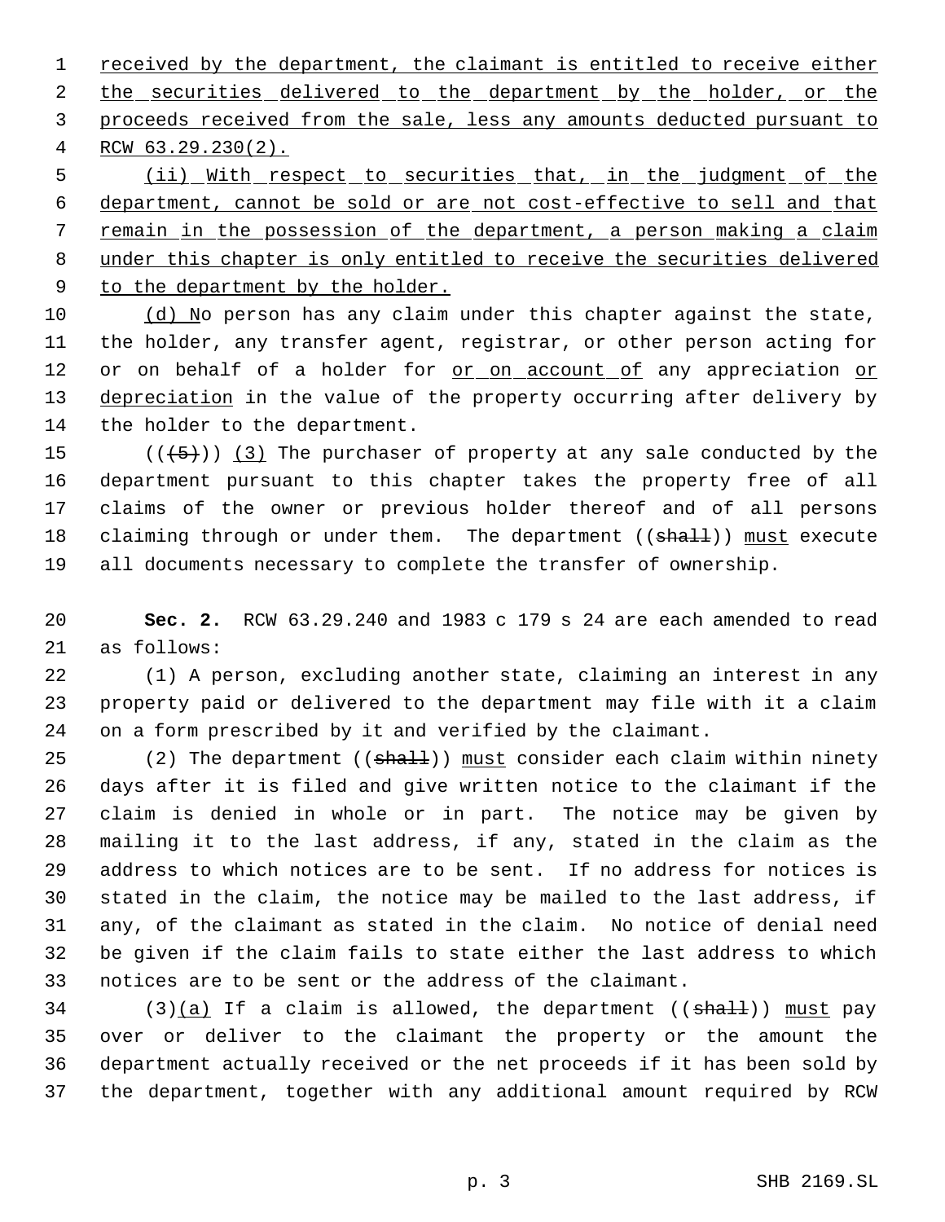received by the department, the claimant is entitled to receive either the securities delivered to the department by the holder, or the proceeds received from the sale, less any amounts deducted pursuant to RCW 63.29.230(2).

(ii) With respect to securities that, in the judgment of the department, cannot be sold or are not cost-effective to sell and that remain in the possession of the department, a person making a claim under this chapter is only entitled to receive the securities delivered to the department by the holder.

(d) No person has any claim under this chapter against the state, the holder, any transfer agent, registrar, or other person acting for or on behalf of a holder for or on account of any appreciation or depreciation in the value of the property occurring after delivery by the holder to the department.

((~~(5)~~)) (3) The purchaser of property at any sale conducted by the department pursuant to this chapter takes the property free of all claims of the owner or previous holder thereof and of all persons claiming through or under them. The department ((~~shall~~)) must execute all documents necessary to complete the transfer of ownership.

**Sec. 2.** RCW 63.29.240 and 1983 c 179 s 24 are each amended to read as follows:

(1) A person, excluding another state, claiming an interest in any property paid or delivered to the department may file with it a claim on a form prescribed by it and verified by the claimant.

(2) The department ((~~shall~~)) must consider each claim within ninety days after it is filed and give written notice to the claimant if the claim is denied in whole or in part. The notice may be given by mailing it to the last address, if any, stated in the claim as the address to which notices are to be sent. If no address for notices is stated in the claim, the notice may be mailed to the last address, if any, of the claimant as stated in the claim. No notice of denial need be given if the claim fails to state either the last address to which notices are to be sent or the address of the claimant.

(3)(a) If a claim is allowed, the department ((~~shall~~)) must pay over or deliver to the claimant the property or the amount the department actually received or the net proceeds if it has been sold by the department, together with any additional amount required by RCW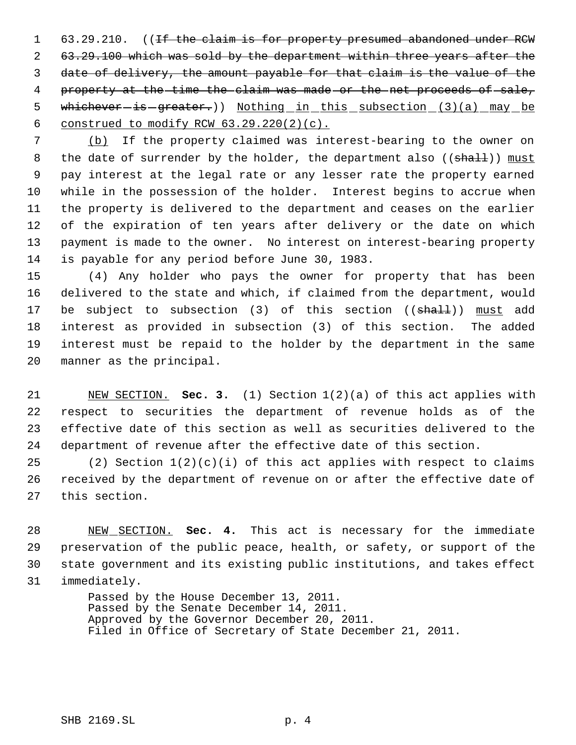63.29.210. ((~~If the claim is for property presumed abandoned under RCW 63.29.100 which was sold by the department within three years after the date of delivery, the amount payable for that claim is the value of the property at the time the claim was made or the net proceeds of sale, whichever is greater.~~)) <u>Nothing in this subsection (3)(a) may be construed to modify RCW 63.29.220(2)(c).</u>

<u>(b)</u> If the property claimed was interest-bearing to the owner on the date of surrender by the holder, the department also ((~~shall~~)) <u>must</u> pay interest at the legal rate or any lesser rate the property earned while in the possession of the holder. Interest begins to accrue when the property is delivered to the department and ceases on the earlier of the expiration of ten years after delivery or the date on which payment is made to the owner. No interest on interest-bearing property is payable for any period before June 30, 1983.

(4) Any holder who pays the owner for property that has been delivered to the state and which, if claimed from the department, would be subject to subsection (3) of this section ((~~shall~~)) <u>must</u> add interest as provided in subsection (3) of this section. The added interest must be repaid to the holder by the department in the same manner as the principal.

<u>NEW SECTION.</u> **Sec. 3.** (1) Section 1(2)(a) of this act applies with respect to securities the department of revenue holds as of the effective date of this section as well as securities delivered to the department of revenue after the effective date of this section.

(2) Section 1(2)(c)(i) of this act applies with respect to claims received by the department of revenue on or after the effective date of this section.

<u>NEW SECTION.</u> **Sec. 4.** This act is necessary for the immediate preservation of the public peace, health, or safety, or support of the state government and its existing public institutions, and takes effect immediately.

Passed by the House December 13, 2011.
Passed by the Senate December 14, 2011.
Approved by the Governor December 20, 2011.
Filed in Office of Secretary of State December 21, 2011.